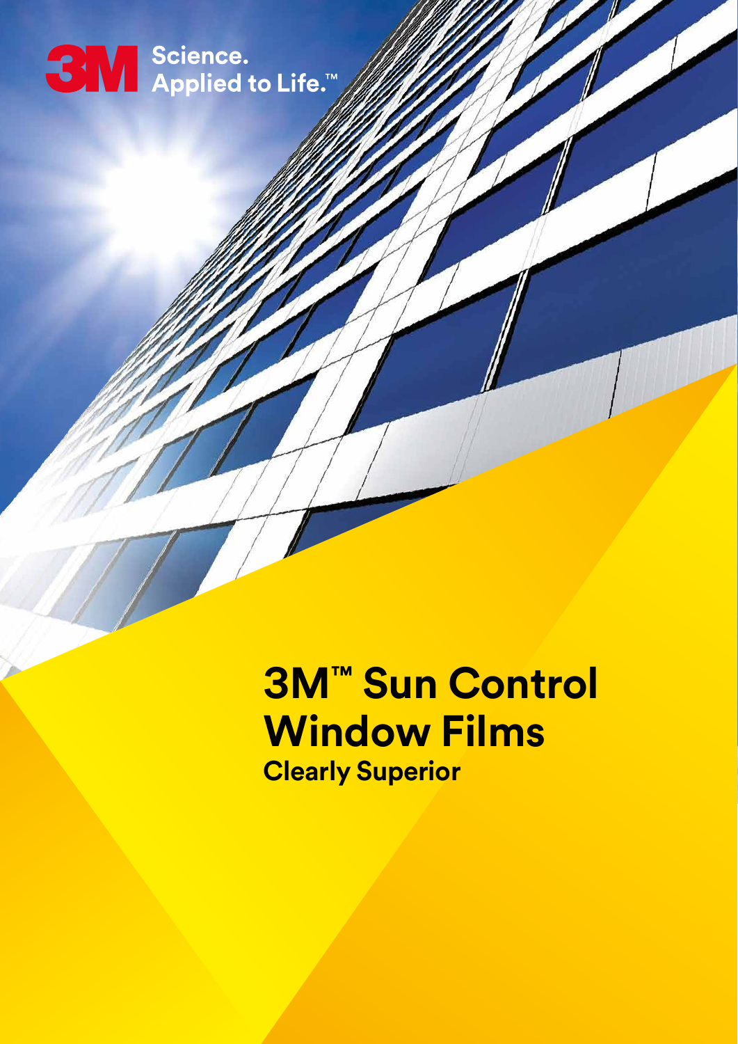3M Science. Applied to Life.™

# 3M™ Sun Control Window Films

**Clearly Superior**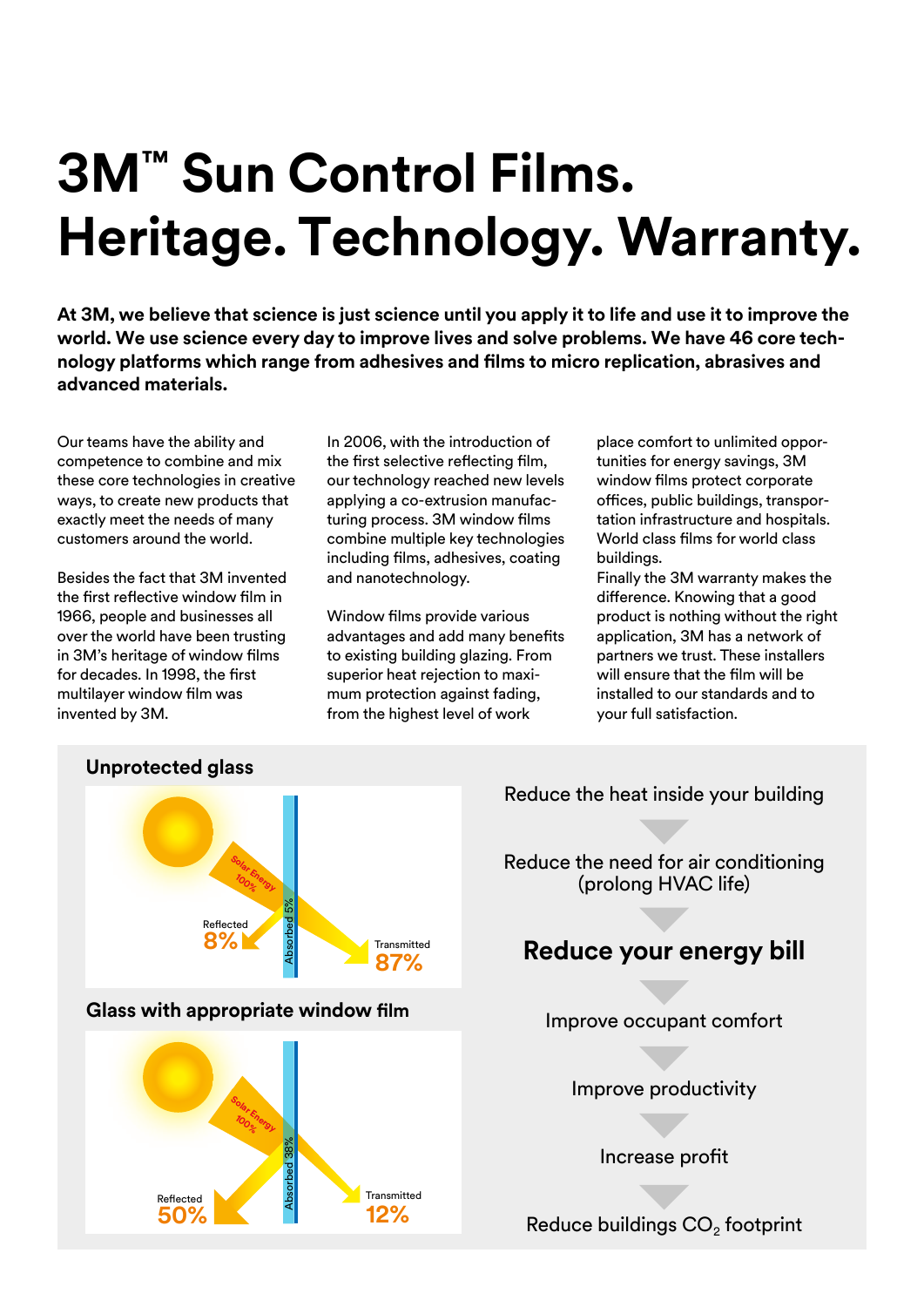# 3M™ Sun Control Films. Heritage. Technology. Warranty.

**At 3M, we believe that science is just science until you apply it to life and use it to improve the world. We use science every day to improve lives and solve problems. We have 46 core technology platforms which range from adhesives and films to micro replication, abrasives and advanced materials.**

Our teams have the ability and competence to combine and mix these core technologies in creative ways, to create new products that exactly meet the needs of many customers around the world.

Besides the fact that 3M invented the first reflective window film in 1966, people and businesses all over the world have been trusting in 3M's heritage of window films for decades. In 1998, the first multilayer window film was invented by 3M.

In 2006, with the introduction of the first selective reflecting film, our technology reached new levels applying a co-extrusion manufacturing process. 3M window films combine multiple key technologies including films, adhesives, coating and nanotechnology.

Window films provide various advantages and add many benefits to existing building glazing. From superior heat rejection to maximum protection against fading, from the highest level of work place comfort to unlimited opportunities for energy savings, 3M window films protect corporate offices, public buildings, transportation infrastructure and hospitals. World class films for world class buildings.

Finally the 3M warranty makes the difference. Knowing that a good product is nothing without the right application, 3M has a network of partners we trust. These installers will ensure that the film will be installed to our standards and to your full satisfaction.

## Unprotected glass

Solar Energy 100%

Reflected 8%

Absorbed 5%

Transmitted 87%

## Glass with appropriate window film

Solar Energy 100%

Reflected 50%

Absorbed 38%

Transmitted 12%

Reduce the heat inside your building

Reduce the need for air conditioning (prolong HVAC life)

**Reduce your energy bill**

Improve occupant comfort

Improve productivity

Increase profit

Reduce buildings $CO_2$ footprint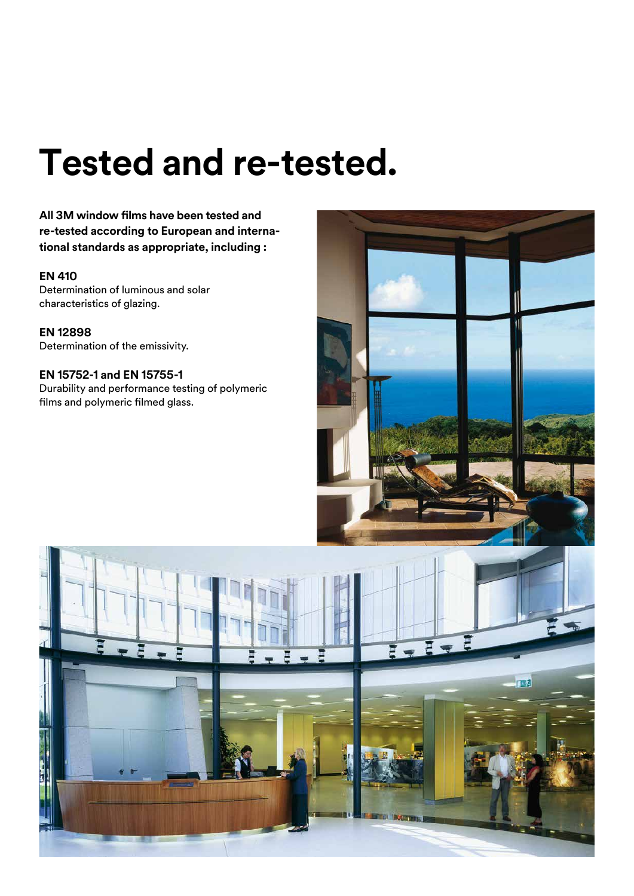# Tested and re-tested.

**All 3M window films have been tested and re-tested according to European and international standards as appropriate, including :**

**EN 410**
Determination of luminous and solar characteristics of glazing.

**EN 12898**
Determination of the emissivity.

**EN 15752-1 and EN 15755-1**
Durability and performance testing of polymeric films and polymeric filmed glass.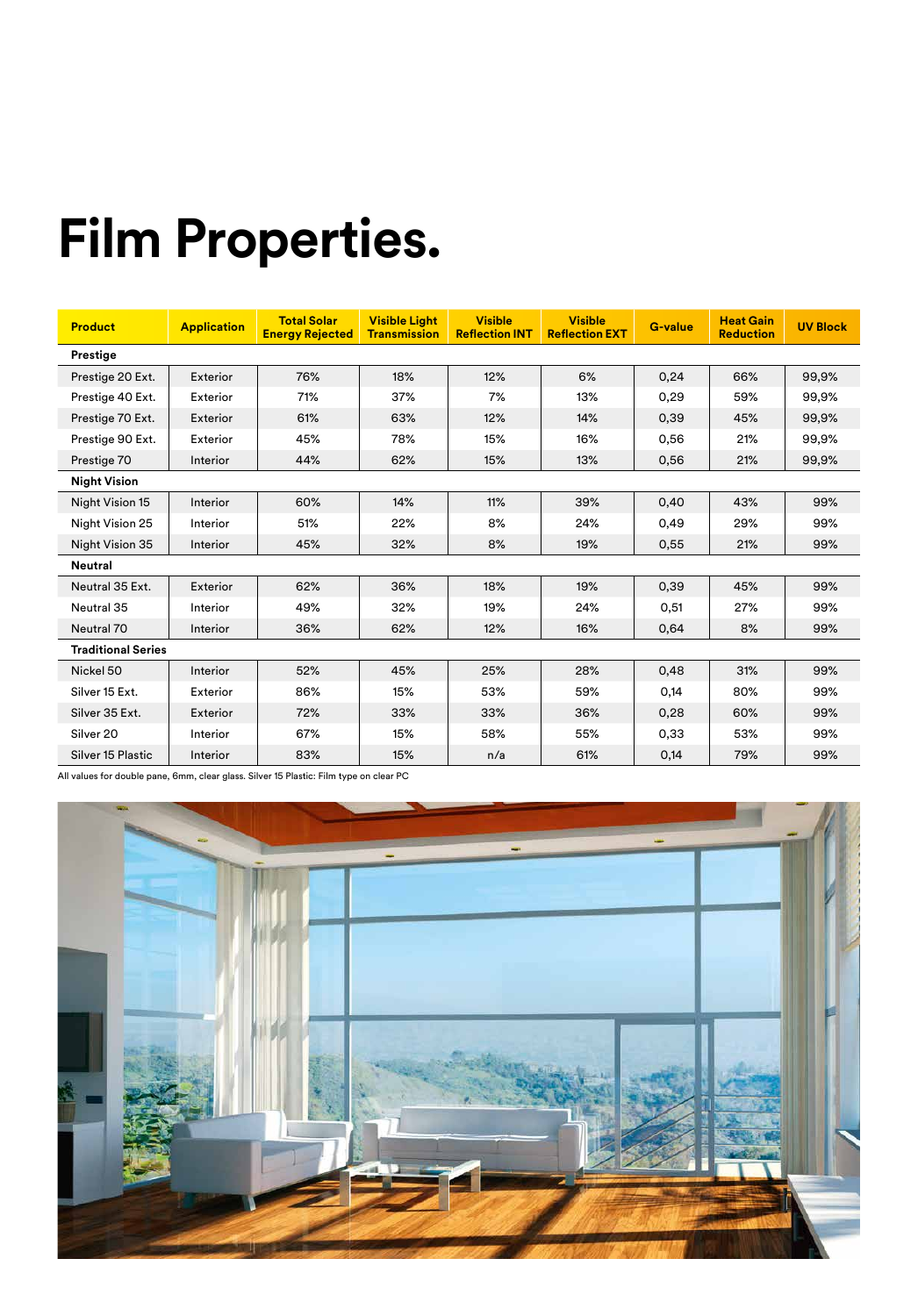# Film Properties.

| Product | Application | Total Solar Energy Rejected | Visible Light Transmission | Visible Reflection INT | Visible Reflection EXT | G-value | Heat Gain Reduction | UV Block |
|---|---|---|---|---|---|---|---|---|
| **Prestige** | | | | | | | | |
| Prestige 20 Ext. | Exterior | 76% | 18% | 12% | 6% | 0,24 | 66% | 99,9% |
| Prestige 40 Ext. | Exterior | 71% | 37% | 7% | 13% | 0,29 | 59% | 99,9% |
| Prestige 70 Ext. | Exterior | 61% | 63% | 12% | 14% | 0,39 | 45% | 99,9% |
| Prestige 90 Ext. | Exterior | 45% | 78% | 15% | 16% | 0,56 | 21% | 99,9% |
| Prestige 70 | Interior | 44% | 62% | 15% | 13% | 0,56 | 21% | 99,9% |
| **Night Vision** | | | | | | | | |
| Night Vision 15 | Interior | 60% | 14% | 11% | 39% | 0,40 | 43% | 99% |
| Night Vision 25 | Interior | 51% | 22% | 8% | 24% | 0,49 | 29% | 99% |
| Night Vision 35 | Interior | 45% | 32% | 8% | 19% | 0,55 | 21% | 99% |
| **Neutral** | | | | | | | | |
| Neutral 35 Ext. | Exterior | 62% | 36% | 18% | 19% | 0,39 | 45% | 99% |
| Neutral 35 | Interior | 49% | 32% | 19% | 24% | 0,51 | 27% | 99% |
| Neutral 70 | Interior | 36% | 62% | 12% | 16% | 0,64 | 8% | 99% |
| **Traditional Series** | | | | | | | | |
| Nickel 50 | Interior | 52% | 45% | 25% | 28% | 0,48 | 31% | 99% |
| Silver 15 Ext. | Exterior | 86% | 15% | 53% | 59% | 0,14 | 80% | 99% |
| Silver 35 Ext. | Exterior | 72% | 33% | 33% | 36% | 0,28 | 60% | 99% |
| Silver 20 | Interior | 67% | 15% | 58% | 55% | 0,33 | 53% | 99% |
| Silver 15 Plastic | Interior | 83% | 15% | n/a | 61% | 0,14 | 79% | 99% |

All values for double pane, 6mm, clear glass. Silver 15 Plastic: Film type on clear PC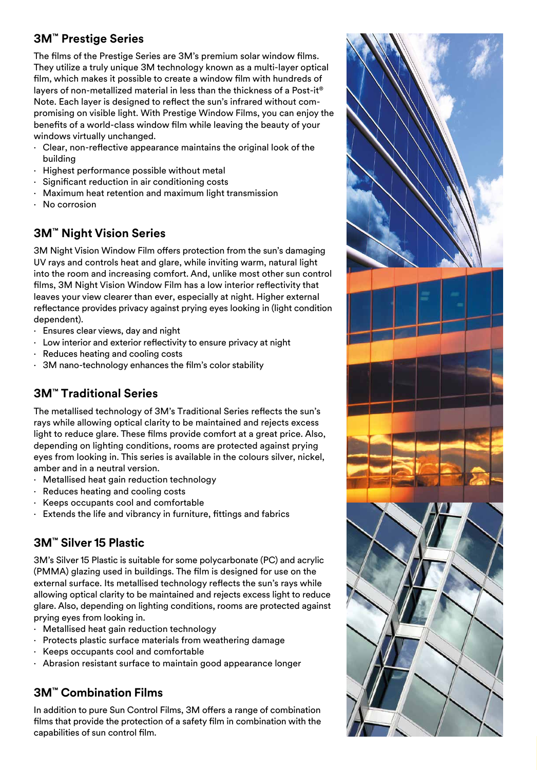## 3M™ Prestige Series

The films of the Prestige Series are 3M's premium solar window films. They utilize a truly unique 3M technology known as a multi-layer optical film, which makes it possible to create a window film with hundreds of layers of non-metallized material in less than the thickness of a Post-it® Note. Each layer is designed to reflect the sun's infrared without compromising on visible light. With Prestige Window Films, you can enjoy the benefits of a world-class window film while leaving the beauty of your windows virtually unchanged.

- Clear, non-reflective appearance maintains the original look of the building
- Highest performance possible without metal
- Significant reduction in air conditioning costs
- Maximum heat retention and maximum light transmission
- No corrosion

## 3M™ Night Vision Series

3M Night Vision Window Film offers protection from the sun's damaging UV rays and controls heat and glare, while inviting warm, natural light into the room and increasing comfort. And, unlike most other sun control films, 3M Night Vision Window Film has a low interior reflectivity that leaves your view clearer than ever, especially at night. Higher external reflectance provides privacy against prying eyes looking in (light condition dependent).

- Ensures clear views, day and night
- Low interior and exterior reflectivity to ensure privacy at night
- Reduces heating and cooling costs
- 3M nano-technology enhances the film's color stability

## 3M™ Traditional Series

The metallised technology of 3M's Traditional Series reflects the sun's rays while allowing optical clarity to be maintained and rejects excess light to reduce glare. These films provide comfort at a great price. Also, depending on lighting conditions, rooms are protected against prying eyes from looking in. This series is available in the colours silver, nickel, amber and in a neutral version.

- Metallised heat gain reduction technology
- Reduces heating and cooling costs
- Keeps occupants cool and comfortable
- Extends the life and vibrancy in furniture, fittings and fabrics

## 3M™ Silver 15 Plastic

3M's Silver 15 Plastic is suitable for some polycarbonate (PC) and acrylic (PMMA) glazing used in buildings. The film is designed for use on the external surface. Its metallised technology reflects the sun's rays while allowing optical clarity to be maintained and rejects excess light to reduce glare. Also, depending on lighting conditions, rooms are protected against prying eyes from looking in.

- Metallised heat gain reduction technology
- Protects plastic surface materials from weathering damage
- Keeps occupants cool and comfortable
- Abrasion resistant surface to maintain good appearance longer

## 3M™ Combination Films

In addition to pure Sun Control Films, 3M offers a range of combination films that provide the protection of a safety film in combination with the capabilities of sun control film.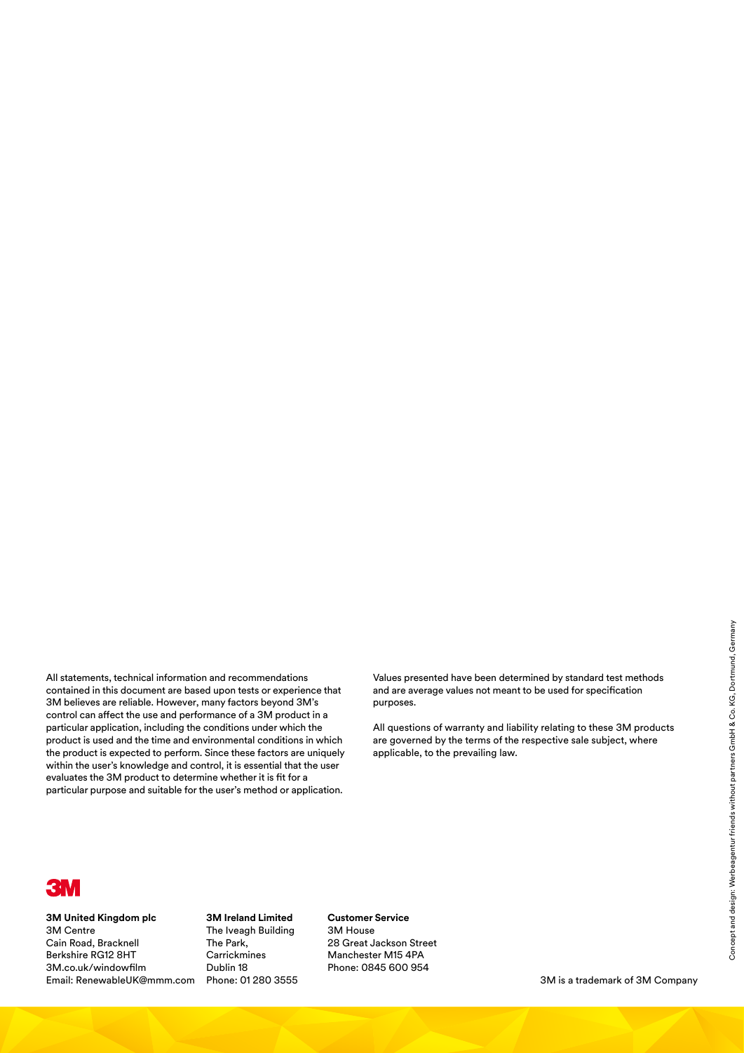All statements, technical information and recommendations contained in this document are based upon tests or experience that 3M believes are reliable. However, many factors beyond 3M's control can affect the use and performance of a 3M product in a particular application, including the conditions under which the product is used and the time and environmental conditions in which the product is expected to perform. Since these factors are uniquely within the user's knowledge and control, it is essential that the user evaluates the 3M product to determine whether it is fit for a particular purpose and suitable for the user's method or application.

Values presented have been determined by standard test methods and are average values not meant to be used for specification purposes.

All questions of warranty and liability relating to these 3M products are governed by the terms of the respective sale subject, where applicable, to the prevailing law.

3M

**3M United Kingdom plc**
3M Centre
Cain Road, Bracknell
Berkshire RG12 8HT
3M.co.uk/windowfilm
Email: RenewableUK@mmm.com

**3M Ireland Limited**
The Iveagh Building
The Park,
Carrickmines
Dublin 18
Phone: 01 280 3555

**Customer Service**
3M House
28 Great Jackson Street
Manchester M15 4PA
Phone: 0845 600 954

3M is a trademark of 3M Company

Concept and design: Werbeagentur friends without partners GmbH & Co. KG, Dortmund, Germany